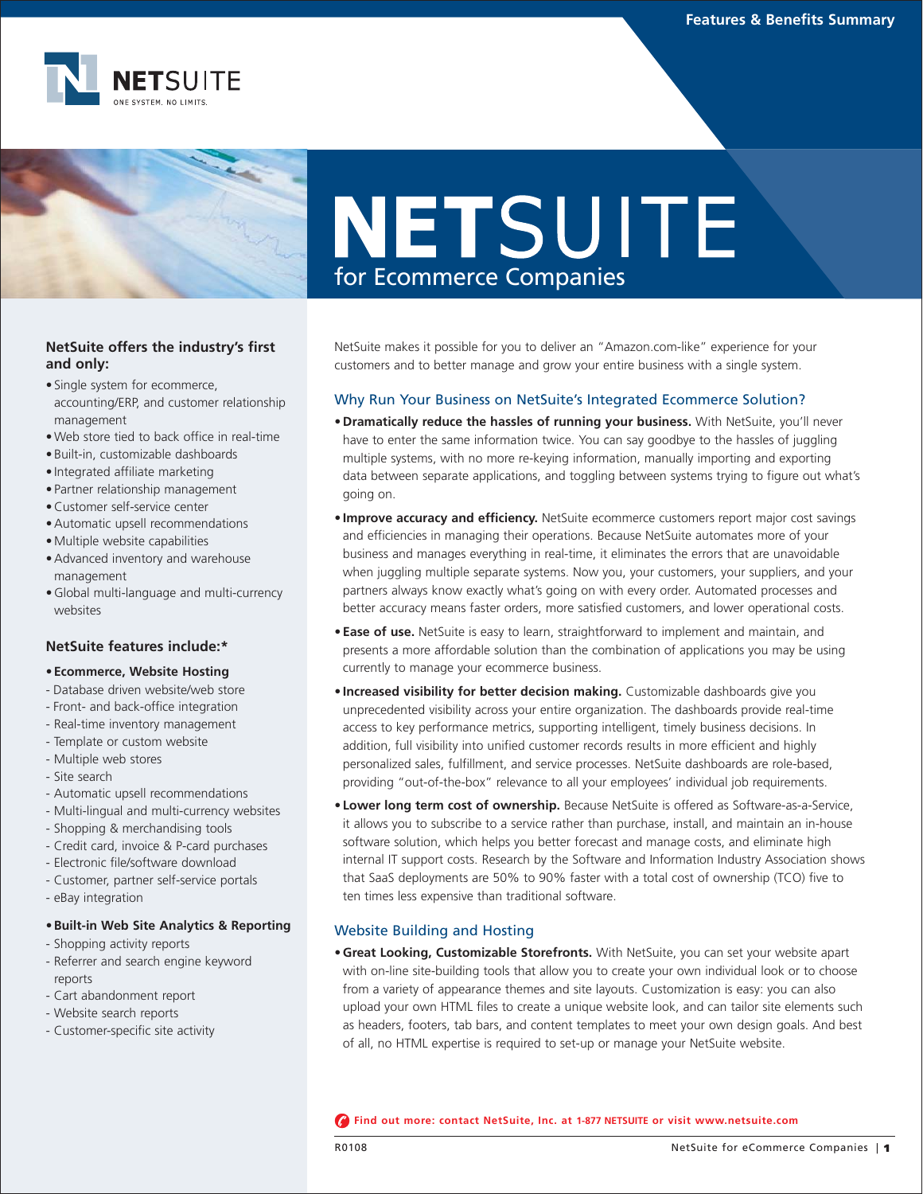Features & Benefits Summary

# NETSUITE for Ecommerce Companies

NetSuite makes it possible for you to deliver an "Amazon.com-like" experience for your customers and to better manage and grow your entire business with a single system.

## Why Run Your Business on NetSuite's Integrated Ecommerce Solution?

- **Dramatically reduce the hassles of running your business.** With NetSuite, you'll never have to enter the same information twice. You can say goodbye to the hassles of juggling multiple systems, with no more re-keying information, manually importing and exporting data between separate applications, and toggling between systems trying to figure out what's going on.
- **Improve accuracy and efficiency.** NetSuite ecommerce customers report major cost savings and efficiencies in managing their operations. Because NetSuite automates more of your business and manages everything in real-time, it eliminates the errors that are unavoidable when juggling multiple separate systems. Now you, your customers, your suppliers, and your partners always know exactly what's going on with every order. Automated processes and better accuracy means faster orders, more satisfied customers, and lower operational costs.
- **Ease of use.** NetSuite is easy to learn, straightforward to implement and maintain, and presents a more affordable solution than the combination of applications you may be using currently to manage your ecommerce business.
- **Increased visibility for better decision making.** Customizable dashboards give you unprecedented visibility across your entire organization. The dashboards provide real-time access to key performance metrics, supporting intelligent, timely business decisions. In addition, full visibility into unified customer records results in more efficient and highly personalized sales, fulfillment, and service processes. NetSuite dashboards are role-based, providing "out-of-the-box" relevance to all your employees' individual job requirements.
- **Lower long term cost of ownership.** Because NetSuite is offered as Software-as-a-Service, it allows you to subscribe to a service rather than purchase, install, and maintain an in-house software solution, which helps you better forecast and manage costs, and eliminate high internal IT support costs. Research by the Software and Information Industry Association shows that SaaS deployments are 50% to 90% faster with a total cost of ownership (TCO) five to ten times less expensive than traditional software.

## Website Building and Hosting

- **Great Looking, Customizable Storefronts.** With NetSuite, you can set your website apart with on-line site-building tools that allow you to create your own individual look or to choose from a variety of appearance themes and site layouts. Customization is easy: you can also upload your own HTML files to create a unique website look, and can tailor site elements such as headers, footers, tab bars, and content templates to meet your own design goals. And best of all, no HTML expertise is required to set-up or manage your NetSuite website.

### NetSuite offers the industry's first and only:

- Single system for ecommerce, accounting/ERP, and customer relationship management
- Web store tied to back office in real-time
- Built-in, customizable dashboards
- Integrated affiliate marketing
- Partner relationship management
- Customer self-service center
- Automatic upsell recommendations
- Multiple website capabilities
- Advanced inventory and warehouse management
- Global multi-language and multi-currency websites

### NetSuite features include:*

- **Ecommerce, Website Hosting**
  - Database driven website/web store
  - Front- and back-office integration
  - Real-time inventory management
  - Template or custom website
  - Multiple web stores
  - Site search
  - Automatic upsell recommendations
  - Multi-lingual and multi-currency websites
  - Shopping & merchandising tools
  - Credit card, invoice & P-card purchases
  - Electronic file/software download
  - Customer, partner self-service portals
  - eBay integration
- **Built-in Web Site Analytics & Reporting**
  - Shopping activity reports
  - Referrer and search engine keyword reports
  - Cart abandonment report
  - Website search reports
  - Customer-specific site activity

Find out more: contact NetSuite, Inc. at 1-877 NETSUITE or visit www.netsuite.com

R0108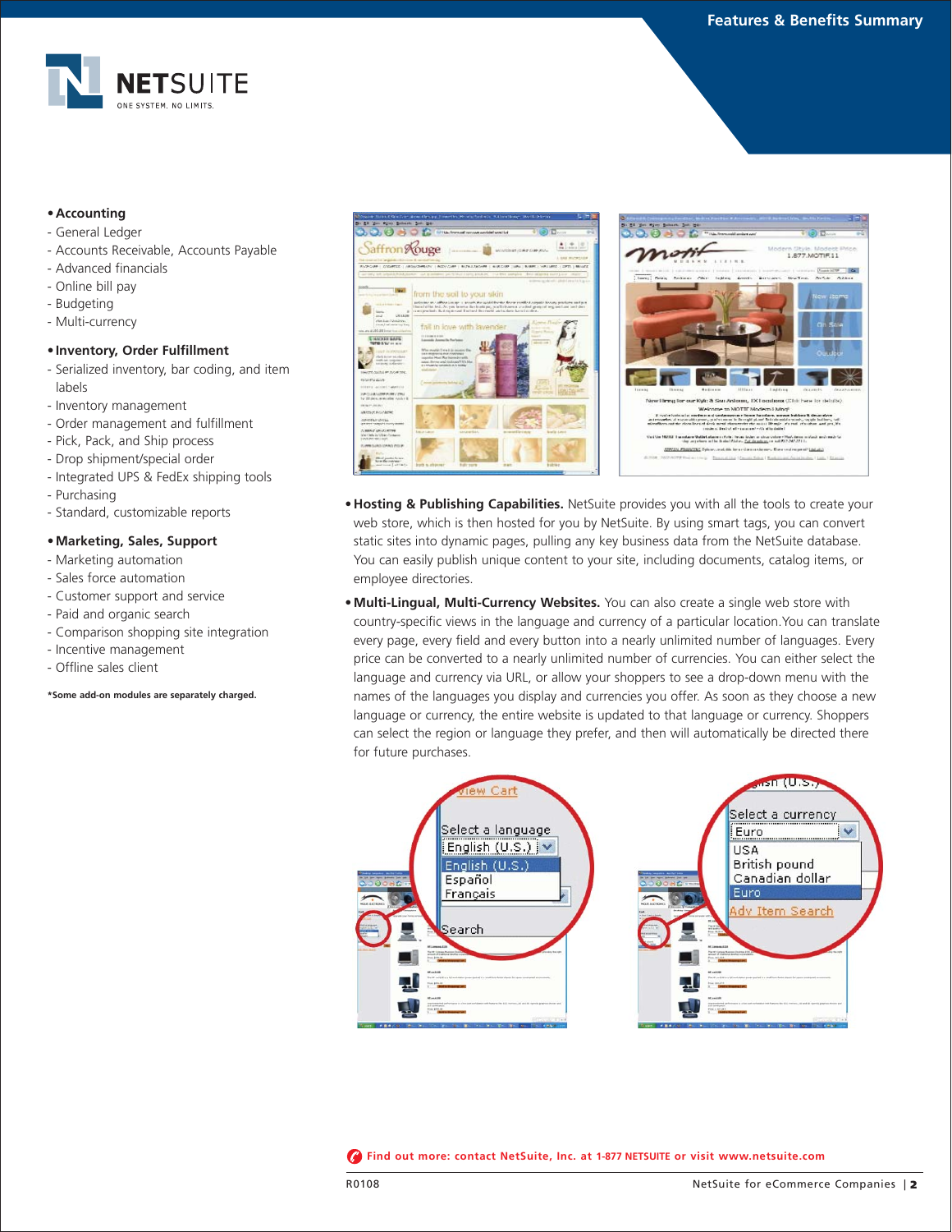- **Accounting**
  - General Ledger
  - Accounts Receivable, Accounts Payable
  - Advanced financials
  - Online bill pay
  - Budgeting
  - Multi-currency
- **Inventory, Order Fulfillment**
  - Serialized inventory, bar coding, and item labels
  - Inventory management
  - Order management and fulfillment
  - Pick, Pack, and Ship process
  - Drop shipment/special order
  - Integrated UPS & FedEx shipping tools
  - Purchasing
  - Standard, customizable reports
- **Marketing, Sales, Support**
  - Marketing automation
  - Sales force automation
  - Customer support and service
  - Paid and organic search
  - Comparison shopping site integration
  - Incentive management
  - Offline sales client

**\*Some add-on modules are separately charged.**

- **Hosting & Publishing Capabilities.** NetSuite provides you with all the tools to create your web store, which is then hosted for you by NetSuite. By using smart tags, you can convert static sites into dynamic pages, pulling any key business data from the NetSuite database. You can easily publish unique content to your site, including documents, catalog items, or employee directories.
- **Multi-Lingual, Multi-Currency Websites.** You can also create a single web store with country-specific views in the language and currency of a particular location.You can translate every page, every field and every button into a nearly unlimited number of languages. Every price can be converted to a nearly unlimited number of currencies. You can either select the language and currency via URL, or allow your shoppers to see a drop-down menu with the names of the languages you display and currencies you offer. As soon as they choose a new language or currency, the entire website is updated to that language or currency. Shoppers can select the region or language they prefer, and then will automatically be directed there for future purchases.

Find out more: contact NetSuite, Inc. at 1-877 NETSUITE or visit www.netsuite.com

R0108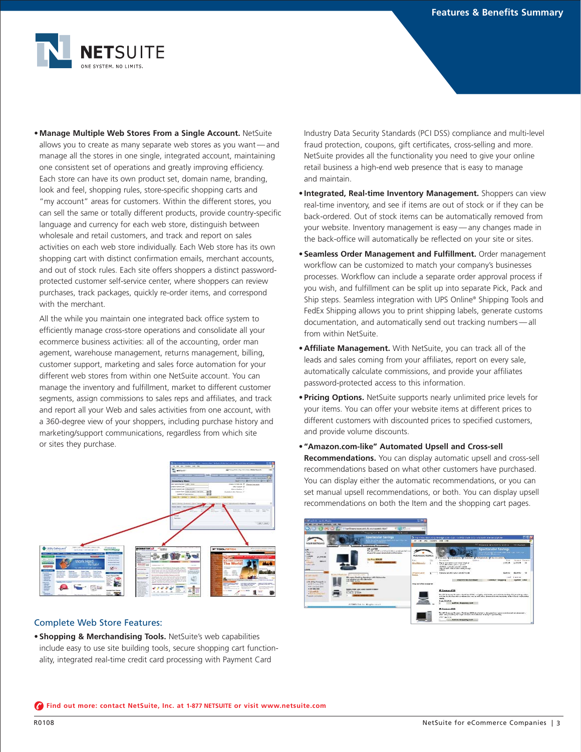- **Manage Multiple Web Stores From a Single Account.** NetSuite allows you to create as many separate web stores as you want — and manage all the stores in one single, integrated account, maintaining one consistent set of operations and greatly improving efficiency. Each store can have its own product set, domain name, branding, look and feel, shopping rules, store-specific shopping carts and "my account" areas for customers. Within the different stores, you can sell the same or totally different products, provide country-specific language and currency for each web store, distinguish between wholesale and retail customers, and track and report on sales activities on each web store individually. Each Web store has its own shopping cart with distinct confirmation emails, merchant accounts, and out of stock rules. Each site offers shoppers a distinct password-protected customer self-service center, where shoppers can review purchases, track packages, quickly re-order items, and correspond with the merchant.

  All the while you maintain one integrated back office system to efficiently manage cross-store operations and consolidate all your ecommerce business activities: all of the accounting, order management, warehouse management, returns management, billing, customer support, marketing and sales force automation for your different web stores from within one NetSuite account. You can manage the inventory and fulfillment, market to different customer segments, assign commissions to sales reps and affiliates, and track and report all your Web and sales activities from one account, with a 360-degree view of your shoppers, including purchase history and marketing/support communications, regardless from which site or sites they purchase.

## Complete Web Store Features:

- **Shopping & Merchandising Tools.** NetSuite's web capabilities include easy to use site building tools, secure shopping cart functionality, integrated real-time credit card processing with Payment Card Industry Data Security Standards (PCI DSS) compliance and multi-level fraud protection, coupons, gift certificates, cross-selling and more. NetSuite provides all the functionality you need to give your online retail business a high-end web presence that is easy to manage and maintain.
- **Integrated, Real-time Inventory Management.** Shoppers can view real-time inventory, and see if items are out of stock or if they can be back-ordered. Out of stock items can be automatically removed from your website. Inventory management is easy — any changes made in the back-office will automatically be reflected on your site or sites.
- **Seamless Order Management and Fulfillment.** Order management workflow can be customized to match your company's businesses processes. Workflow can include a separate order approval process if you wish, and fulfillment can be split up into separate Pick, Pack and Ship steps. Seamless integration with UPS Online® Shipping Tools and FedEx Shipping allows you to print shipping labels, generate customs documentation, and automatically send out tracking numbers — all from within NetSuite.
- **Affiliate Management.** With NetSuite, you can track all of the leads and sales coming from your affiliates, report on every sale, automatically calculate commissions, and provide your affiliates password-protected access to this information.
- **Pricing Options.** NetSuite supports nearly unlimited price levels for your items. You can offer your website items at different prices to different customers with discounted prices to specified customers, and provide volume discounts.
- **"Amazon.com-like" Automated Upsell and Cross-sell Recommendations.** You can display automatic upsell and cross-sell recommendations based on what other customers have purchased. You can display either the automatic recommendations, or you can set manual upsell recommendations, or both. You can display upsell recommendations on both the Item and the shopping cart pages.

**Find out more: contact NetSuite, Inc. at 1-877 NETSUITE or visit www.netsuite.com**

R0108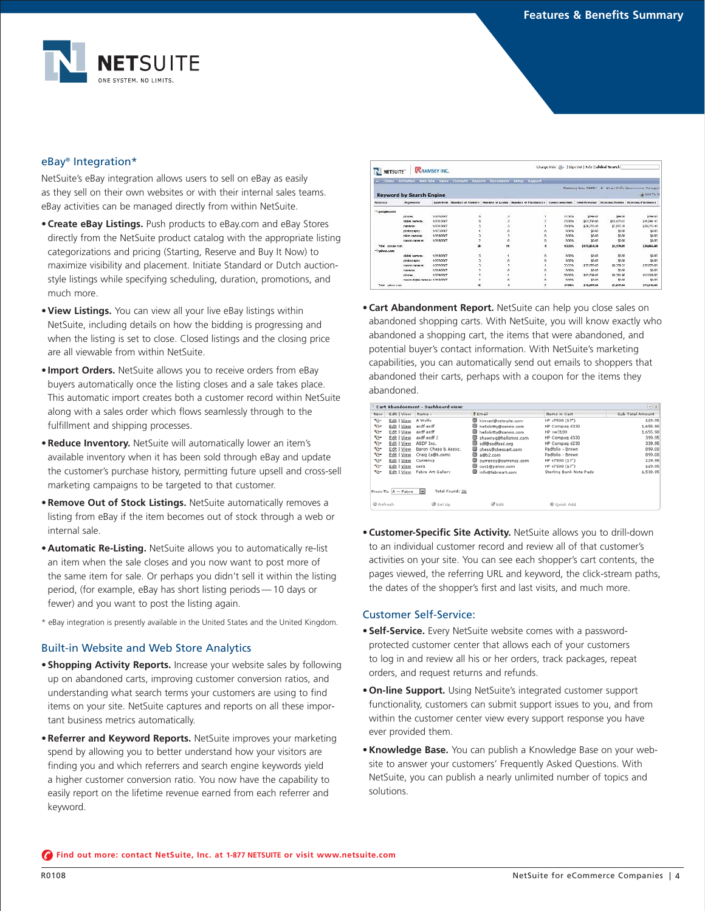## eBay® Integration*

NetSuite's eBay integration allows users to sell on eBay as easily as they sell on their own websites or with their internal sales teams. eBay activities can be managed directly from within NetSuite.

- **Create eBay Listings.** Push products to eBay.com and eBay Stores directly from the NetSuite product catalog with the appropriate listing categorizations and pricing (Starting, Reserve and Buy It Now) to maximize visibility and placement. Initiate Standard or Dutch auction-style listings while specifying scheduling, duration, promotions, and much more.
- **View Listings.** You can view all your live eBay listings within NetSuite, including details on how the bidding is progressing and when the listing is set to close. Closed listings and the closing price are all viewable from within NetSuite.
- **Import Orders.** NetSuite allows you to receive orders from eBay buyers automatically once the listing closes and a sale takes place. This automatic import creates both a customer record within NetSuite along with a sales order which flows seamlessly through to the fulfillment and shipping processes.
- **Reduce Inventory.** NetSuite will automatically lower an item's available inventory when it has been sold through eBay and update the customer's purchase history, permitting future upsell and cross-sell marketing campaigns to be targeted to that customer.
- **Remove Out of Stock Listings.** NetSuite automatically removes a listing from eBay if the item becomes out of stock through a web or internal sale.
- **Automatic Re-Listing.** NetSuite allows you to automatically re-list an item when the sale closes and you now want to post more of the same item for sale. Or perhaps you didn't sell it within the listing period, (for example, eBay has short listing periods — 10 days or fewer) and you want to post the listing again.

* eBay integration is presently available in the United States and the United Kingdom.

## Built-in Website and Web Store Analytics

- **Shopping Activity Reports.** Increase your website sales by following up on abandoned carts, improving customer conversion ratios, and understanding what search terms your customers are using to find items on your site. NetSuite captures and reports on all these important business metrics automatically.
- **Referrer and Keyword Reports.** NetSuite improves your marketing spend by allowing you to better understand how your visitors are finding you and which referrers and search engine keywords yield a higher customer conversion ratio. You now have the capability to easily report on the lifetime revenue earned from each referrer and keyword.
- **Cart Abandonment Report.** NetSuite can help you close sales on abandoned shopping carts. With NetSuite, you will know exactly who abandoned a shopping cart, the items that were abandoned, and potential buyer's contact information. With NetSuite's marketing capabilities, you can automatically send out emails to shoppers that abandoned their carts, perhaps with a coupon for the items they abandoned.
- **Customer-Specific Site Activity.** NetSuite allows you to drill-down to an individual customer record and review all of that customer's activities on your site. You can see each shopper's cart contents, the pages viewed, the referring URL and keyword, the click-stream paths, the dates of the shopper's first and last visits, and much more.

## Customer Self-Service:

- **Self-Service.** Every NetSuite website comes with a password-protected customer center that allows each of your customers to log in and review all his or her orders, track packages, repeat orders, and request returns and refunds.
- **On-line Support.** Using NetSuite's integrated customer support functionality, customers can submit support issues to you, and from within the customer center view every support response you have ever provided them.
- **Knowledge Base.** You can publish a Knowledge Base on your website to answer your customers' Frequently Asked Questions. With NetSuite, you can publish a nearly unlimited number of topics and solutions.

Find out more: contact NetSuite, Inc. at 1-877 NETSUITE or visit www.netsuite.com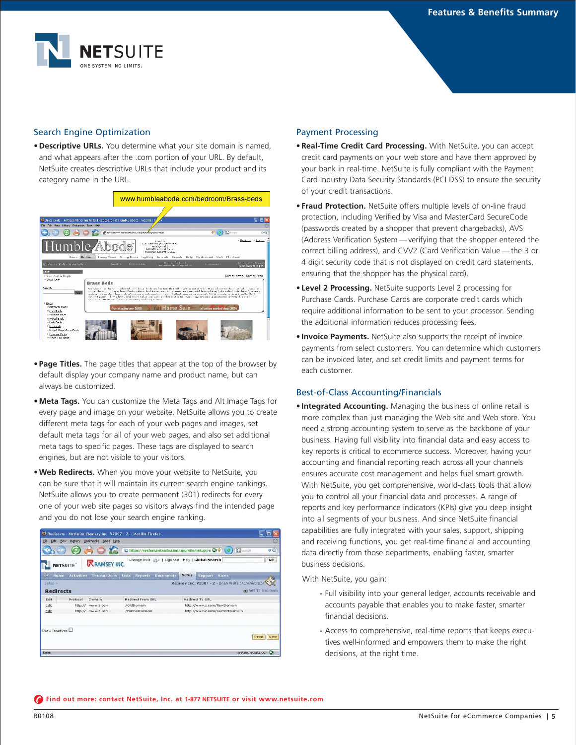## Search Engine Optimization

- **Descriptive URLs.** You determine what your site domain is named, and what appears after the .com portion of your URL. By default, NetSuite creates descriptive URLs that include your product and its category name in the URL.

www.humbleabode.com/bedroom/Brass-beds

- **Page Titles.** The page titles that appear at the top of the browser by default display your company name and product name, but can always be customized.
- **Meta Tags.** You can customize the Meta Tags and Alt Image Tags for every page and image on your website. NetSuite allows you to create different meta tags for each of your web pages and images, set default meta tags for all of your web pages, and also set additional meta tags to specific pages. These tags are displayed to search engines, but are not visible to your visitors.
- **Web Redirects.** When you move your website to NetSuite, you can be sure that it will maintain its current search engine rankings. NetSuite allows you to create permanent (301) redirects for every one of your web site pages so visitors always find the intended page and you do not lose your search engine ranking.

## Payment Processing

- **Real-Time Credit Card Processing.** With NetSuite, you can accept credit card payments on your web store and have them approved by your bank in real-time. NetSuite is fully compliant with the Payment Card Industry Data Security Standards (PCI DSS) to ensure the security of your credit transactions.
- **Fraud Protection.** NetSuite offers multiple levels of on-line fraud protection, including Verified by Visa and MasterCard SecureCode (passwords created by a shopper that prevent chargebacks), AVS (Address Verification System — verifying that the shopper entered the correct billing address), and CVV2 (Card Verification Value — the 3 or 4 digit security code that is not displayed on credit card statements, ensuring that the shopper has the physical card).
- **Level 2 Processing.** NetSuite supports Level 2 processing for Purchase Cards. Purchase Cards are corporate credit cards which require additional information to be sent to your processor. Sending the additional information reduces processing fees.
- **Invoice Payments.** NetSuite also supports the receipt of invoice payments from select customers. You can determine which customers can be invoiced later, and set credit limits and payment terms for each customer.

## Best-of-Class Accounting/Financials

- **Integrated Accounting.** Managing the business of online retail is more complex than just managing the Web site and Web store. You need a strong accounting system to serve as the backbone of your business. Having full visibility into financial data and easy access to key reports is critical to ecommerce success. Moreover, having your accounting and financial reporting reach across all your channels ensures accurate cost management and helps fuel smart growth. With NetSuite, you get comprehensive, world-class tools that allow you to control all your financial data and processes. A range of reports and key performance indicators (KPIs) give you deep insight into all segments of your business. And since NetSuite financial capabilities are fully integrated with your sales, support, shipping and receiving functions, you get real-time financial and accounting data directly from those departments, enabling faster, smarter business decisions.

With NetSuite, you gain:

- Full visibility into your general ledger, accounts receivable and accounts payable that enables you to make faster, smarter financial decisions.
- Access to comprehensive, real-time reports that keeps executives well-informed and empowers them to make the right decisions, at the right time.

**Find out more: contact NetSuite, Inc. at 1-877 NETSUITE or visit www.netsuite.com**

R0108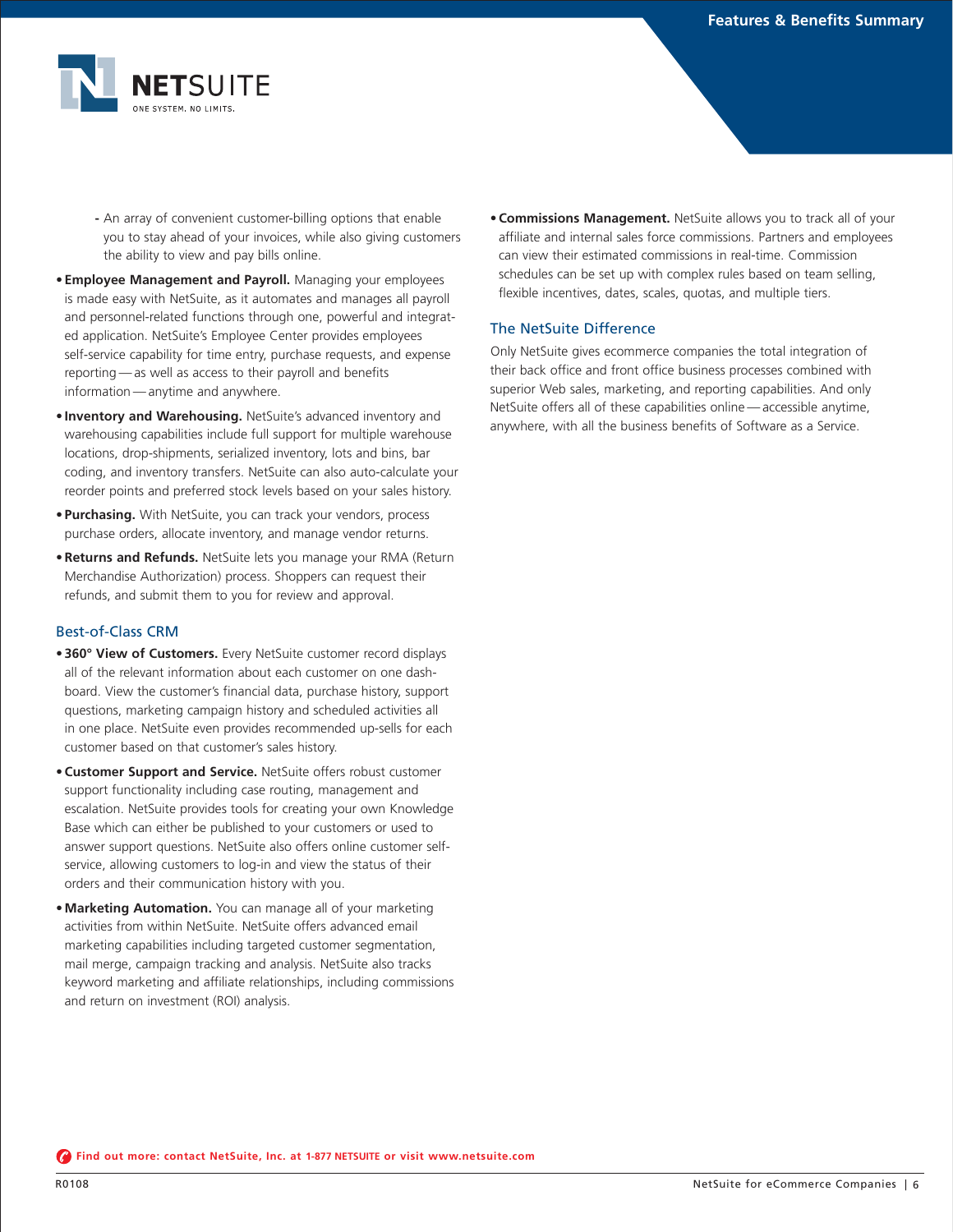- An array of convenient customer-billing options that enable you to stay ahead of your invoices, while also giving customers the ability to view and pay bills online.

- **Employee Management and Payroll.** Managing your employees is made easy with NetSuite, as it automates and manages all payroll and personnel-related functions through one, powerful and integrated application. NetSuite's Employee Center provides employees self-service capability for time entry, purchase requests, and expense reporting — as well as access to their payroll and benefits information — anytime and anywhere.
- **Inventory and Warehousing.** NetSuite's advanced inventory and warehousing capabilities include full support for multiple warehouse locations, drop-shipments, serialized inventory, lots and bins, bar coding, and inventory transfers. NetSuite can also auto-calculate your reorder points and preferred stock levels based on your sales history.
- **Purchasing.** With NetSuite, you can track your vendors, process purchase orders, allocate inventory, and manage vendor returns.
- **Returns and Refunds.** NetSuite lets you manage your RMA (Return Merchandise Authorization) process. Shoppers can request their refunds, and submit them to you for review and approval.

## Best-of-Class CRM

- **360° View of Customers.** Every NetSuite customer record displays all of the relevant information about each customer on one dashboard. View the customer's financial data, purchase history, support questions, marketing campaign history and scheduled activities all in one place. NetSuite even provides recommended up-sells for each customer based on that customer's sales history.
- **Customer Support and Service.** NetSuite offers robust customer support functionality including case routing, management and escalation. NetSuite provides tools for creating your own Knowledge Base which can either be published to your customers or used to answer support questions. NetSuite also offers online customer self-service, allowing customers to log-in and view the status of their orders and their communication history with you.
- **Marketing Automation.** You can manage all of your marketing activities from within NetSuite. NetSuite offers advanced email marketing capabilities including targeted customer segmentation, mail merge, campaign tracking and analysis. NetSuite also tracks keyword marketing and affiliate relationships, including commissions and return on investment (ROI) analysis.
- **Commissions Management.** NetSuite allows you to track all of your affiliate and internal sales force commissions. Partners and employees can view their estimated commissions in real-time. Commission schedules can be set up with complex rules based on team selling, flexible incentives, dates, scales, quotas, and multiple tiers.

## The NetSuite Difference

Only NetSuite gives ecommerce companies the total integration of their back office and front office business processes combined with superior Web sales, marketing, and reporting capabilities. And only NetSuite offers all of these capabilities online — accessible anytime, anywhere, with all the business benefits of Software as a Service.

**Find out more: contact NetSuite, Inc. at 1-877 NETSUITE or visit www.netsuite.com**

R0108